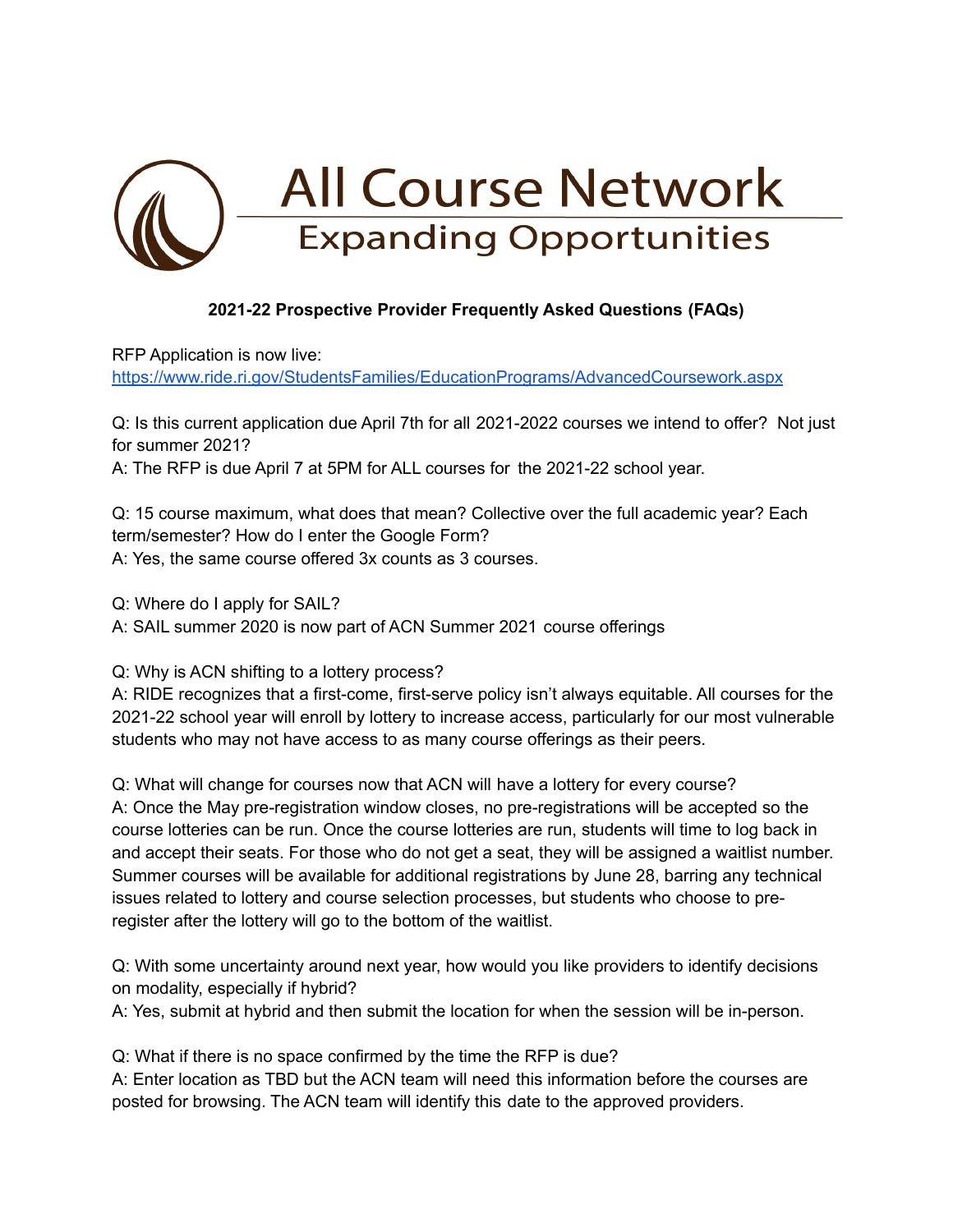# All Course Network

## Expanding Opportunities

**2021-22 Prospective Provider Frequently Asked Questions (FAQs)**

RFP Application is now live:
[https://www.ride.ri.gov/StudentsFamilies/EducationPrograms/AdvancedCoursework.aspx](https://www.ride.ri.gov/StudentsFamilies/EducationPrograms/AdvancedCoursework.aspx)

Q: Is this current application due April 7th for all 2021-2022 courses we intend to offer? Not just for summer 2021?
A: The RFP is due April 7 at 5PM for ALL courses for the 2021-22 school year.

Q: 15 course maximum, what does that mean? Collective over the full academic year? Each term/semester? How do I enter the Google Form?
A: Yes, the same course offered 3x counts as 3 courses.

Q: Where do I apply for SAIL?
A: SAIL summer 2020 is now part of ACN Summer 2021 course offerings

Q: Why is ACN shifting to a lottery process?
A: RIDE recognizes that a first-come, first-serve policy isn't always equitable. All courses for the 2021-22 school year will enroll by lottery to increase access, particularly for our most vulnerable students who may not have access to as many course offerings as their peers.

Q: What will change for courses now that ACN will have a lottery for every course?
A: Once the May pre-registration window closes, no pre-registrations will be accepted so the course lotteries can be run. Once the course lotteries are run, students will time to log back in and accept their seats. For those who do not get a seat, they will be assigned a waitlist number. Summer courses will be available for additional registrations by June 28, barring any technical issues related to lottery and course selection processes, but students who choose to pre-register after the lottery will go to the bottom of the waitlist.

Q: With some uncertainty around next year, how would you like providers to identify decisions on modality, especially if hybrid?
A: Yes, submit at hybrid and then submit the location for when the session will be in-person.

Q: What if there is no space confirmed by the time the RFP is due?
A: Enter location as TBD but the ACN team will need this information before the courses are posted for browsing. The ACN team will identify this date to the approved providers.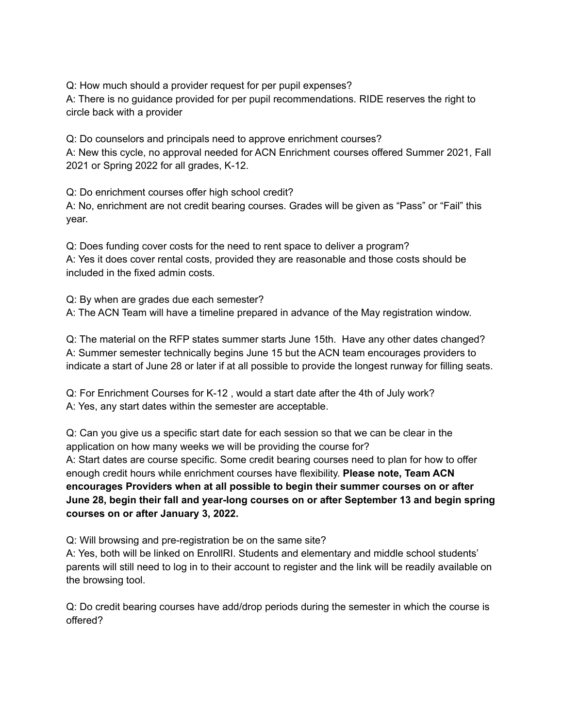Q: How much should a provider request for per pupil expenses?
A: There is no guidance provided for per pupil recommendations. RIDE reserves the right to circle back with a provider

Q: Do counselors and principals need to approve enrichment courses?
A: New this cycle, no approval needed for ACN Enrichment courses offered Summer 2021, Fall 2021 or Spring 2022 for all grades, K-12.

Q: Do enrichment courses offer high school credit?
A: No, enrichment are not credit bearing courses. Grades will be given as "Pass" or "Fail" this year.

Q: Does funding cover costs for the need to rent space to deliver a program?
A: Yes it does cover rental costs, provided they are reasonable and those costs should be included in the fixed admin costs.

Q: By when are grades due each semester?
A: The ACN Team will have a timeline prepared in advance of the May registration window.

Q: The material on the RFP states summer starts June 15th. Have any other dates changed?
A: Summer semester technically begins June 15 but the ACN team encourages providers to indicate a start of June 28 or later if at all possible to provide the longest runway for filling seats.

Q: For Enrichment Courses for K-12 , would a start date after the 4th of July work?
A: Yes, any start dates within the semester are acceptable.

Q: Can you give us a specific start date for each session so that we can be clear in the application on how many weeks we will be providing the course for?
A: Start dates are course specific. Some credit bearing courses need to plan for how to offer enough credit hours while enrichment courses have flexibility. **Please note, Team ACN encourages Providers when at all possible to begin their summer courses on or after June 28, begin their fall and year-long courses on or after September 13 and begin spring courses on or after January 3, 2022.**

Q: Will browsing and pre-registration be on the same site?
A: Yes, both will be linked on EnrollRI. Students and elementary and middle school students' parents will still need to log in to their account to register and the link will be readily available on the browsing tool.

Q: Do credit bearing courses have add/drop periods during the semester in which the course is offered?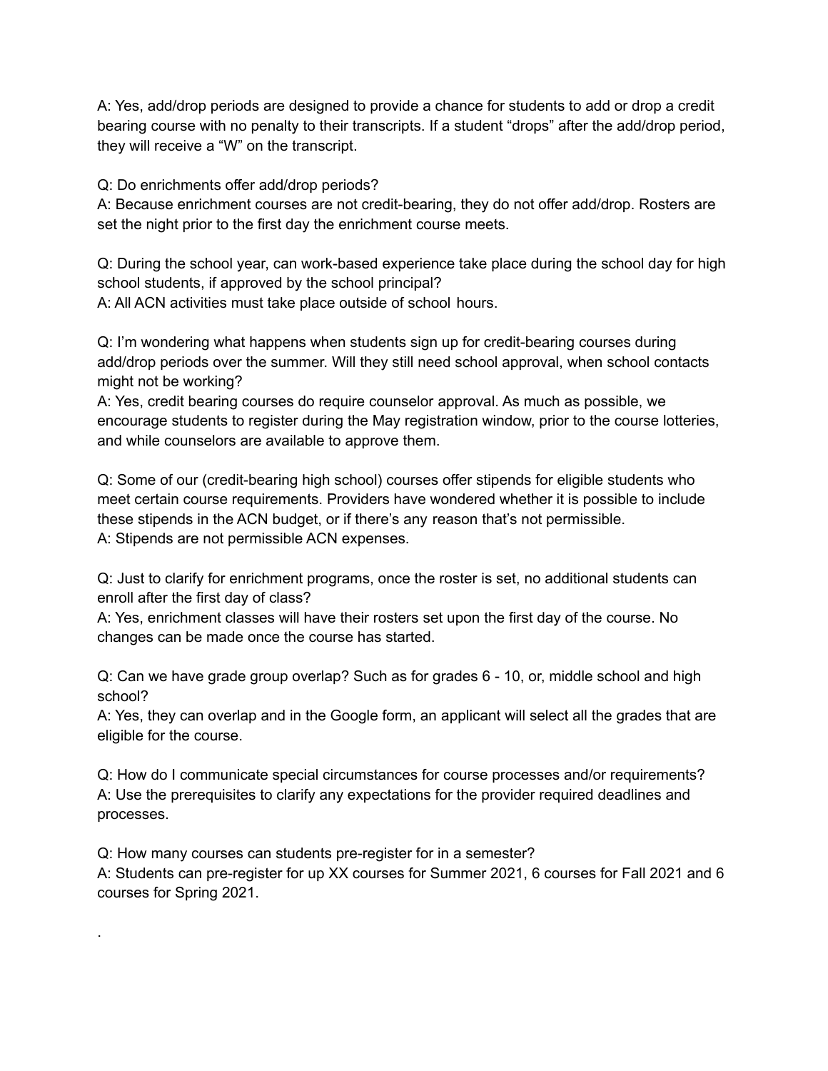A: Yes, add/drop periods are designed to provide a chance for students to add or drop a credit bearing course with no penalty to their transcripts. If a student "drops" after the add/drop period, they will receive a "W" on the transcript.

Q: Do enrichments offer add/drop periods?
A: Because enrichment courses are not credit-bearing, they do not offer add/drop. Rosters are set the night prior to the first day the enrichment course meets.

Q: During the school year, can work-based experience take place during the school day for high school students, if approved by the school principal?
A: All ACN activities must take place outside of school hours.

Q: I'm wondering what happens when students sign up for credit-bearing courses during add/drop periods over the summer. Will they still need school approval, when school contacts might not be working?
A: Yes, credit bearing courses do require counselor approval. As much as possible, we encourage students to register during the May registration window, prior to the course lotteries, and while counselors are available to approve them.

Q: Some of our (credit-bearing high school) courses offer stipends for eligible students who meet certain course requirements. Providers have wondered whether it is possible to include these stipends in the ACN budget, or if there's any reason that's not permissible.
A: Stipends are not permissible ACN expenses.

Q: Just to clarify for enrichment programs, once the roster is set, no additional students can enroll after the first day of class?
A: Yes, enrichment classes will have their rosters set upon the first day of the course. No changes can be made once the course has started.

Q: Can we have grade group overlap? Such as for grades 6 - 10, or, middle school and high school?
A: Yes, they can overlap and in the Google form, an applicant will select all the grades that are eligible for the course.

Q: How do I communicate special circumstances for course processes and/or requirements?
A: Use the prerequisites to clarify any expectations for the provider required deadlines and processes.

Q: How many courses can students pre-register for in a semester?
A: Students can pre-register for up XX courses for Summer 2021, 6 courses for Fall 2021 and 6 courses for Spring 2021.

.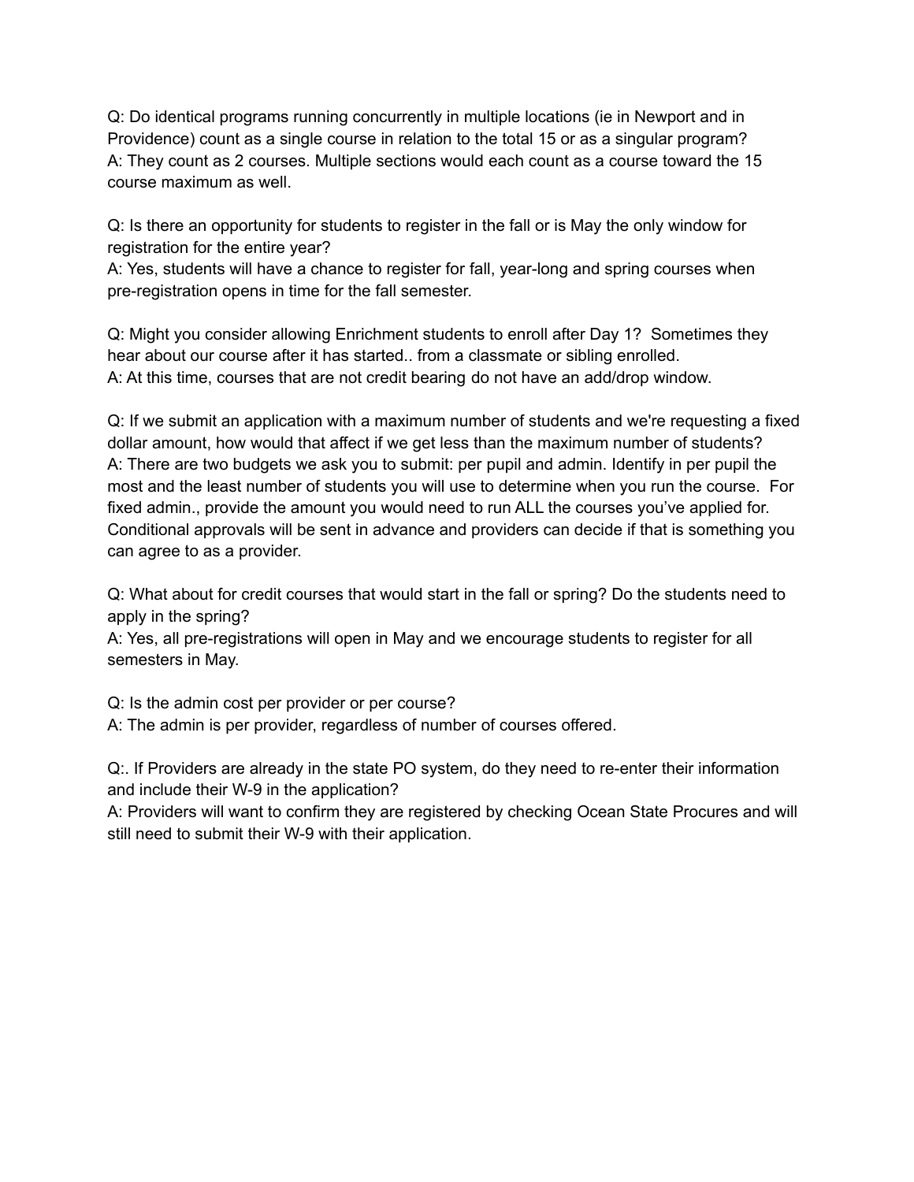Q: Do identical programs running concurrently in multiple locations (ie in Newport and in Providence) count as a single course in relation to the total 15 or as a singular program?
A: They count as 2 courses. Multiple sections would each count as a course toward the 15 course maximum as well.

Q: Is there an opportunity for students to register in the fall or is May the only window for registration for the entire year?
A: Yes, students will have a chance to register for fall, year-long and spring courses when pre-registration opens in time for the fall semester.

Q: Might you consider allowing Enrichment students to enroll after Day 1? Sometimes they hear about our course after it has started.. from a classmate or sibling enrolled.
A: At this time, courses that are not credit bearing do not have an add/drop window.

Q: If we submit an application with a maximum number of students and we're requesting a fixed dollar amount, how would that affect if we get less than the maximum number of students?
A: There are two budgets we ask you to submit: per pupil and admin. Identify in per pupil the most and the least number of students you will use to determine when you run the course. For fixed admin., provide the amount you would need to run ALL the courses you've applied for. Conditional approvals will be sent in advance and providers can decide if that is something you can agree to as a provider.

Q: What about for credit courses that would start in the fall or spring? Do the students need to apply in the spring?
A: Yes, all pre-registrations will open in May and we encourage students to register for all semesters in May.

Q: Is the admin cost per provider or per course?
A: The admin is per provider, regardless of number of courses offered.

Q:. If Providers are already in the state PO system, do they need to re-enter their information and include their W-9 in the application?
A: Providers will want to confirm they are registered by checking Ocean State Procures and will still need to submit their W-9 with their application.